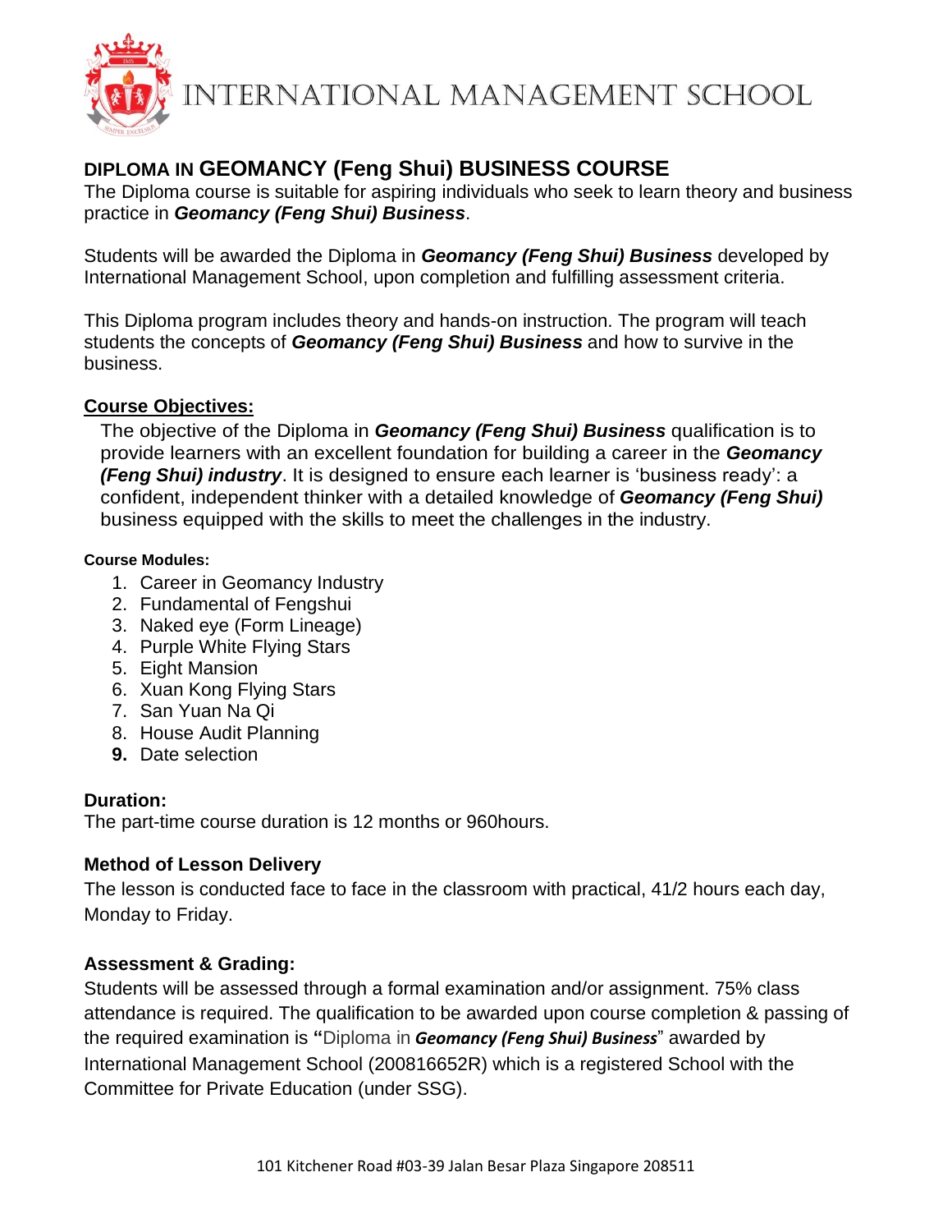# INTERNATIONAL MANAGEMENT SCHOOL

## DIPLOMA IN GEOMANCY (Feng Shui) BUSINESS COURSE

The Diploma course is suitable for aspiring individuals who seek to learn theory and business practice in ***Geomancy (Feng Shui) Business***.

Students will be awarded the Diploma in ***Geomancy (Feng Shui) Business*** developed by International Management School, upon completion and fulfilling assessment criteria.

This Diploma program includes theory and hands-on instruction. The program will teach students the concepts of ***Geomancy (Feng Shui) Business*** and how to survive in the business.

### Course Objectives:

The objective of the Diploma in ***Geomancy (Feng Shui) Business*** qualification is to provide learners with an excellent foundation for building a career in the ***Geomancy (Feng Shui) industry***. It is designed to ensure each learner is 'business ready': a confident, independent thinker with a detailed knowledge of ***Geomancy (Feng Shui)*** business equipped with the skills to meet the challenges in the industry.

**Course Modules:**

1. Career in Geomancy Industry
2. Fundamental of Fengshui
3. Naked eye (Form Lineage)
4. Purple White Flying Stars
5. Eight Mansion
6. Xuan Kong Flying Stars
7. San Yuan Na Qi
8. House Audit Planning
9. Date selection

### Duration:

The part-time course duration is 12 months or 960hours.

### Method of Lesson Delivery

The lesson is conducted face to face in the classroom with practical, 41/2 hours each day, Monday to Friday.

### Assessment & Grading:

Students will be assessed through a formal examination and/or assignment. 75% class attendance is required. The qualification to be awarded upon course completion & passing of the required examination is "Diploma in ***Geomancy (Feng Shui) Business***" awarded by International Management School (200816652R) which is a registered School with the Committee for Private Education (under SSG).

101 Kitchener Road #03-39 Jalan Besar Plaza Singapore 208511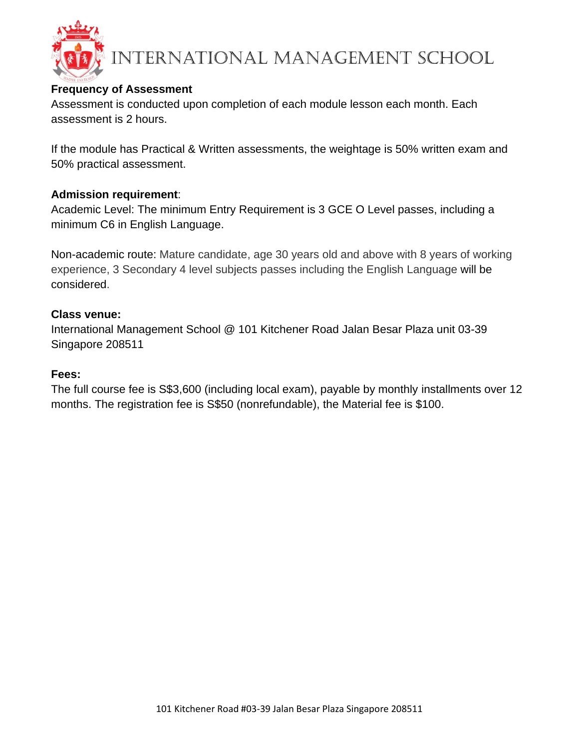**Frequency of Assessment**

Assessment is conducted upon completion of each module lesson each month. Each assessment is 2 hours.

If the module has Practical & Written assessments, the weightage is 50% written exam and 50% practical assessment.

**Admission requirement**:

Academic Level: The minimum Entry Requirement is 3 GCE O Level passes, including a minimum C6 in English Language.

Non-academic route: Mature candidate, age 30 years old and above with 8 years of working experience, 3 Secondary 4 level subjects passes including the English Language will be considered.

**Class venue:**

International Management School @ 101 Kitchener Road Jalan Besar Plaza unit 03-39 Singapore 208511

**Fees:**

The full course fee is S$3,600 (including local exam), payable by monthly installments over 12 months. The registration fee is S$50 (nonrefundable), the Material fee is $100.